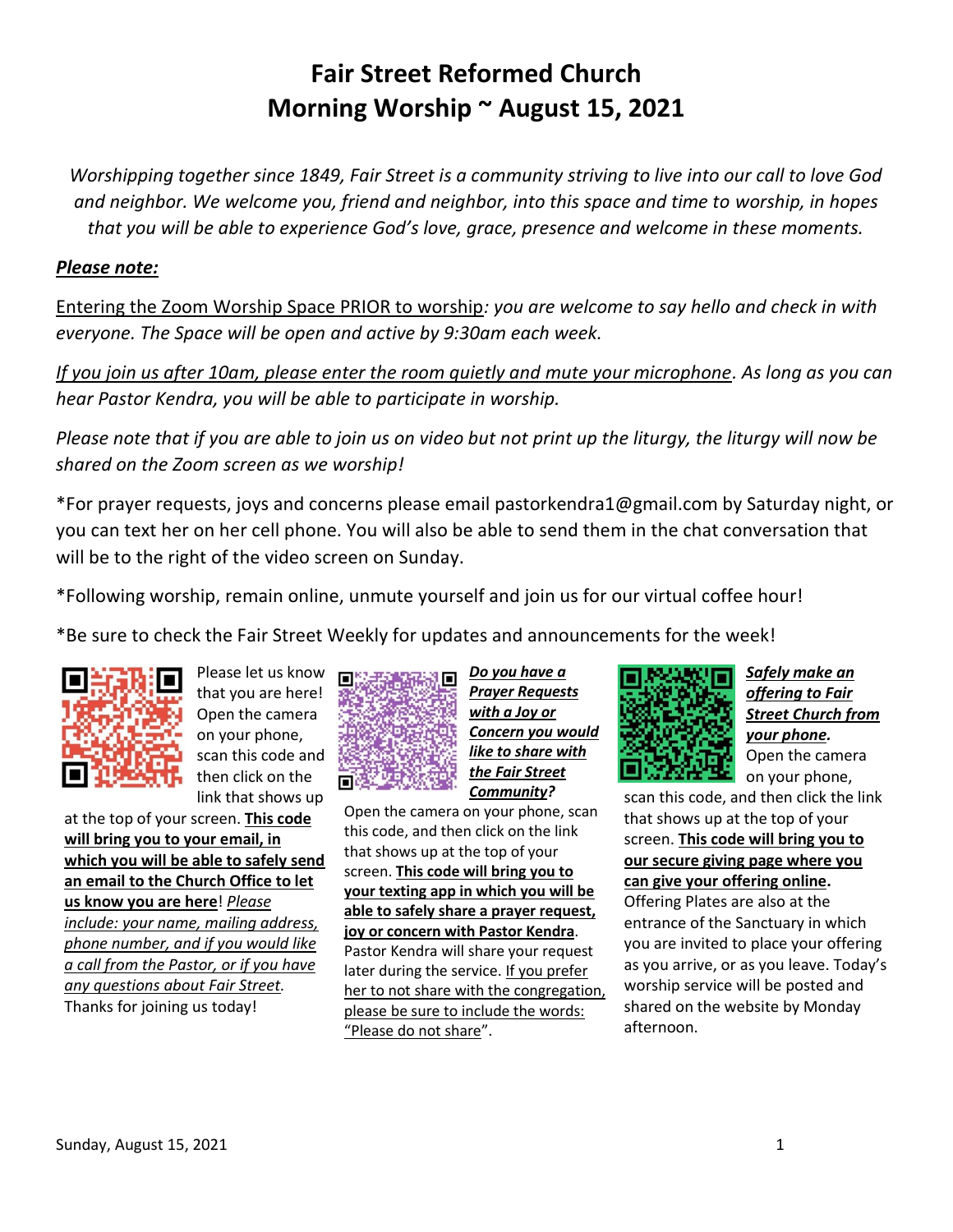# Fair Street Reformed Church
# Morning Worship ~ August 15, 2021

*Worshipping together since 1849, Fair Street is a community striving to live into our call to love God and neighbor. We welcome you, friend and neighbor, into this space and time to worship, in hopes that you will be able to experience God's love, grace, presence and welcome in these moments.*

***Please note:***

Entering the Zoom Worship Space PRIOR to worship*: you are welcome to say hello and check in with everyone. The Space will be open and active by 9:30am each week.*

*If you join us after 10am, please enter the room quietly and mute your microphone. As long as you can hear Pastor Kendra, you will be able to participate in worship.*

*Please note that if you are able to join us on video but not print up the liturgy, the liturgy will now be shared on the Zoom screen as we worship!*

*For prayer requests, joys and concerns please email pastorkendra1@gmail.com by Saturday night, or you can text her on her cell phone. You will also be able to send them in the chat conversation that will be to the right of the video screen on Sunday.

*Following worship, remain online, unmute yourself and join us for our virtual coffee hour!

*Be sure to check the Fair Street Weekly for updates and announcements for the week!

Please let us know that you are here! Open the camera on your phone, scan this code and then click on the link that shows up at the top of your screen. **This code will bring you to your email, in which you will be able to safely send an email to the Church Office to let us know you are here**! *Please include: your name, mailing address, phone number, and if you would like a call from the Pastor, or if you have any questions about Fair Street.* Thanks for joining us today!

***Do you have a Prayer Requests with a Joy or Concern you would like to share with the Fair Street Community?***

Open the camera on your phone, scan this code, and then click on the link that shows up at the top of your screen. **This code will bring you to your texting app in which you will be able to safely share a prayer request, joy or concern with Pastor Kendra**. Pastor Kendra will share your request later during the service. If you prefer her to not share with the congregation, please be sure to include the words: "Please do not share".

***Safely make an offering to Fair Street Church from your phone.***

Open the camera on your phone, scan this code, and then click the link that shows up at the top of your screen. **This code will bring you to our secure giving page where you can give your offering online.** Offering Plates are also at the entrance of the Sanctuary in which you are invited to place your offering as you arrive, or as you leave. Today's worship service will be posted and shared on the website by Monday afternoon.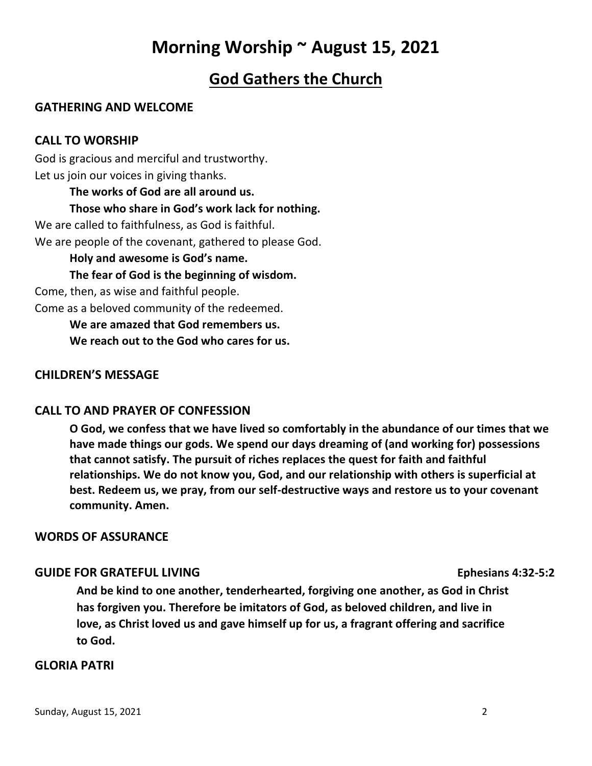# Morning Worship ~ August 15, 2021

## God Gathers the Church

**GATHERING AND WELCOME**

**CALL TO WORSHIP**

God is gracious and merciful and trustworthy.
Let us join our voices in giving thanks.

**The works of God are all around us.**
**Those who share in God's work lack for nothing.**

We are called to faithfulness, as God is faithful.
We are people of the covenant, gathered to please God.

**Holy and awesome is God's name.**
**The fear of God is the beginning of wisdom.**

Come, then, as wise and faithful people.
Come as a beloved community of the redeemed.

**We are amazed that God remembers us.**
**We reach out to the God who cares for us.**

**CHILDREN'S MESSAGE**

**CALL TO AND PRAYER OF CONFESSION**

**O God, we confess that we have lived so comfortably in the abundance of our times that we have made things our gods. We spend our days dreaming of (and working for) possessions that cannot satisfy. The pursuit of riches replaces the quest for faith and faithful relationships. We do not know you, God, and our relationship with others is superficial at best. Redeem us, we pray, from our self-destructive ways and restore us to your covenant community. Amen.**

**WORDS OF ASSURANCE**

**GUIDE FOR GRATEFUL LIVING** **Ephesians 4:32-5:2**

**And be kind to one another, tenderhearted, forgiving one another, as God in Christ has forgiven you. Therefore be imitators of God, as beloved children, and live in love, as Christ loved us and gave himself up for us, a fragrant offering and sacrifice to God.**

**GLORIA PATRI**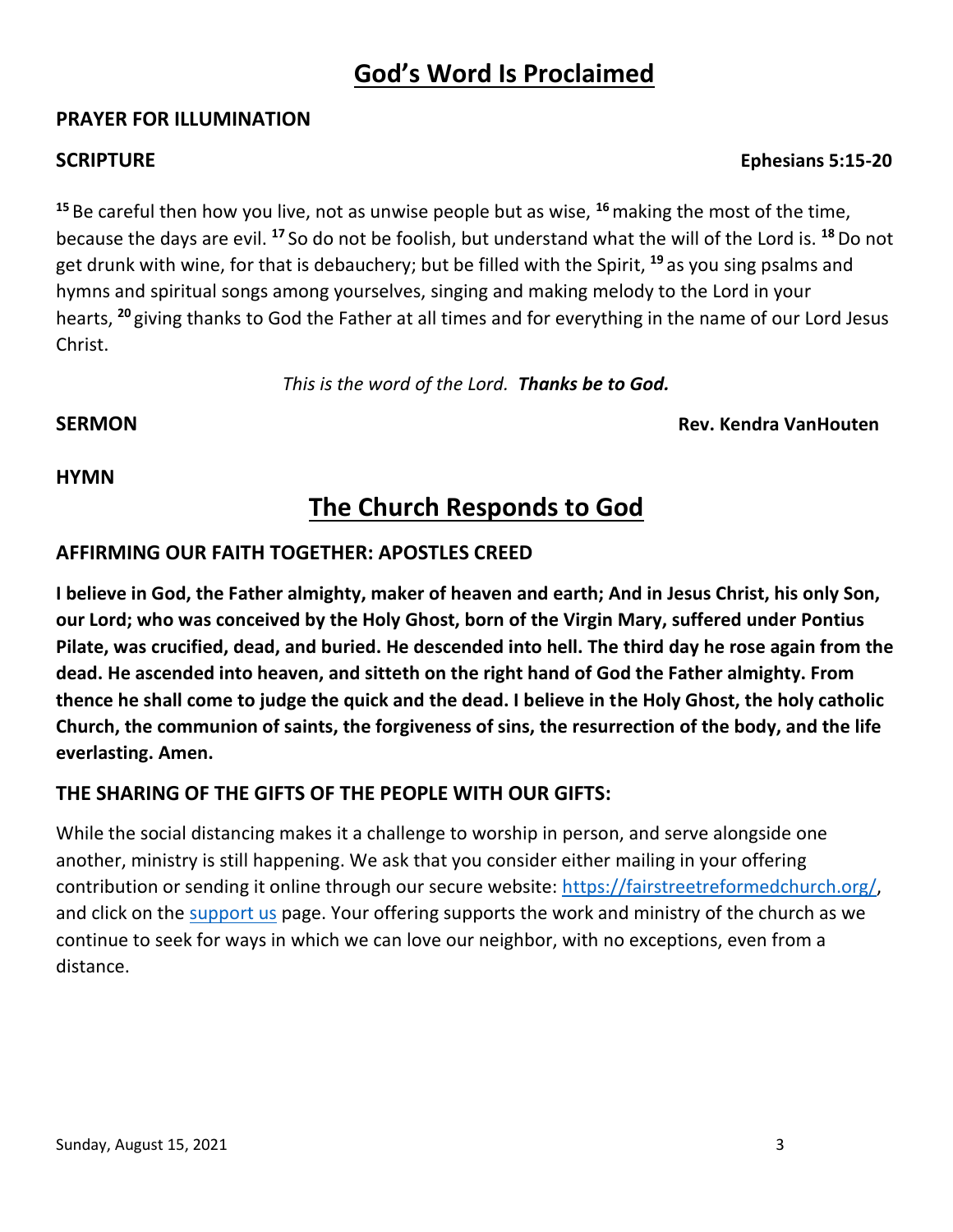# God's Word Is Proclaimed

**PRAYER FOR ILLUMINATION**

**SCRIPTURE** **Ephesians 5:15-20**

[15] Be careful then how you live, not as unwise people but as wise, [16] making the most of the time, because the days are evil. [17] So do not be foolish, but understand what the will of the Lord is. [18] Do not get drunk with wine, for that is debauchery; but be filled with the Spirit, [19] as you sing psalms and hymns and spiritual songs among yourselves, singing and making melody to the Lord in your hearts, [20] giving thanks to God the Father at all times and for everything in the name of our Lord Jesus Christ.

*This is the word of the Lord.* ***Thanks be to God.***

**SERMON** **Rev. Kendra VanHouten**

**HYMN**

# The Church Responds to God

**AFFIRMING OUR FAITH TOGETHER: APOSTLES CREED**

**I believe in God, the Father almighty, maker of heaven and earth; And in Jesus Christ, his only Son, our Lord; who was conceived by the Holy Ghost, born of the Virgin Mary, suffered under Pontius Pilate, was crucified, dead, and buried. He descended into hell. The third day he rose again from the dead. He ascended into heaven, and sitteth on the right hand of God the Father almighty. From thence he shall come to judge the quick and the dead. I believe in the Holy Ghost, the holy catholic Church, the communion of saints, the forgiveness of sins, the resurrection of the body, and the life everlasting. Amen.**

**THE SHARING OF THE GIFTS OF THE PEOPLE WITH OUR GIFTS:**

While the social distancing makes it a challenge to worship in person, and serve alongside one another, ministry is still happening. We ask that you consider either mailing in your offering contribution or sending it online through our secure website: https://fairstreetreformedchurch.org/, and click on the support us page. Your offering supports the work and ministry of the church as we continue to seek for ways in which we can love our neighbor, with no exceptions, even from a distance.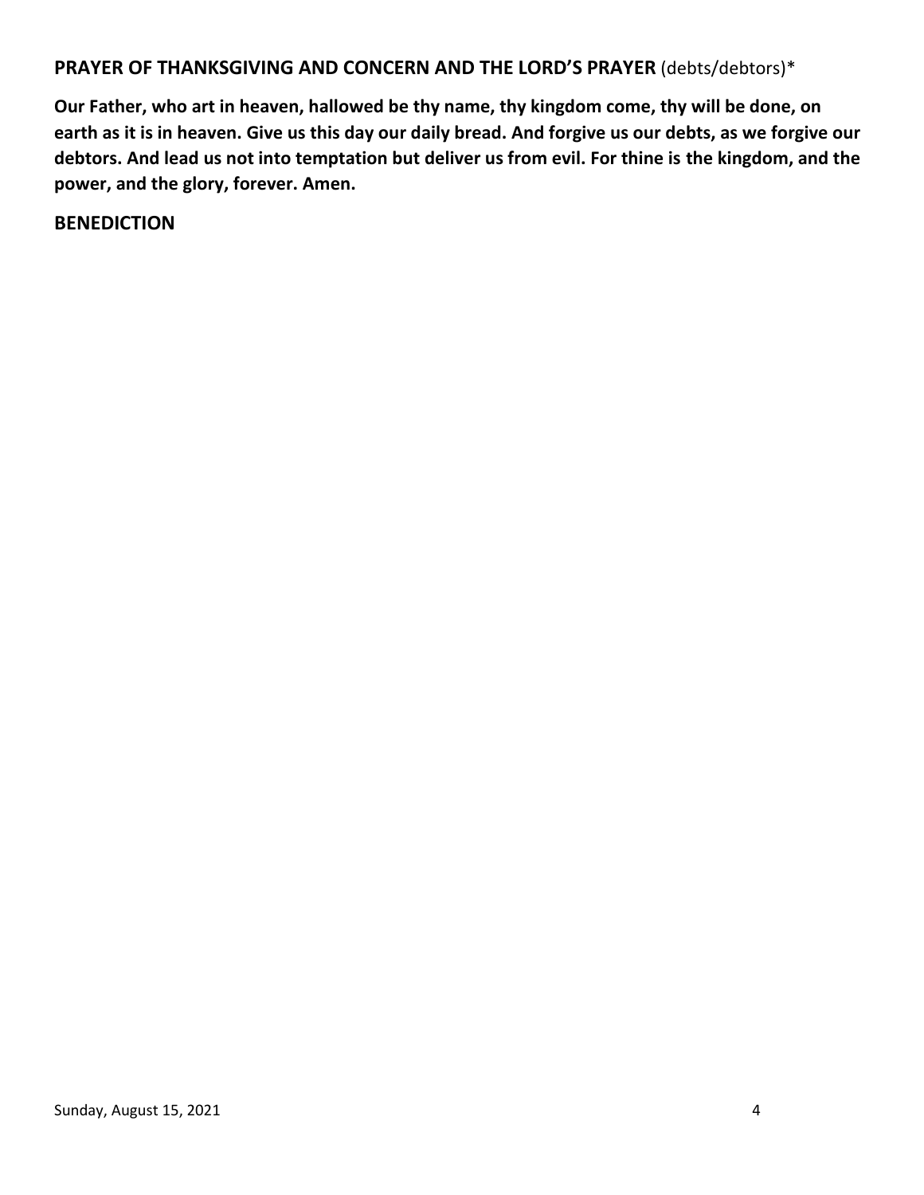**PRAYER OF THANKSGIVING AND CONCERN AND THE LORD'S PRAYER** (debts/debtors)*

**Our Father, who art in heaven, hallowed be thy name, thy kingdom come, thy will be done, on earth as it is in heaven. Give us this day our daily bread. And forgive us our debts, as we forgive our debtors. And lead us not into temptation but deliver us from evil. For thine is the kingdom, and the power, and the glory, forever. Amen.**

**BENEDICTION**